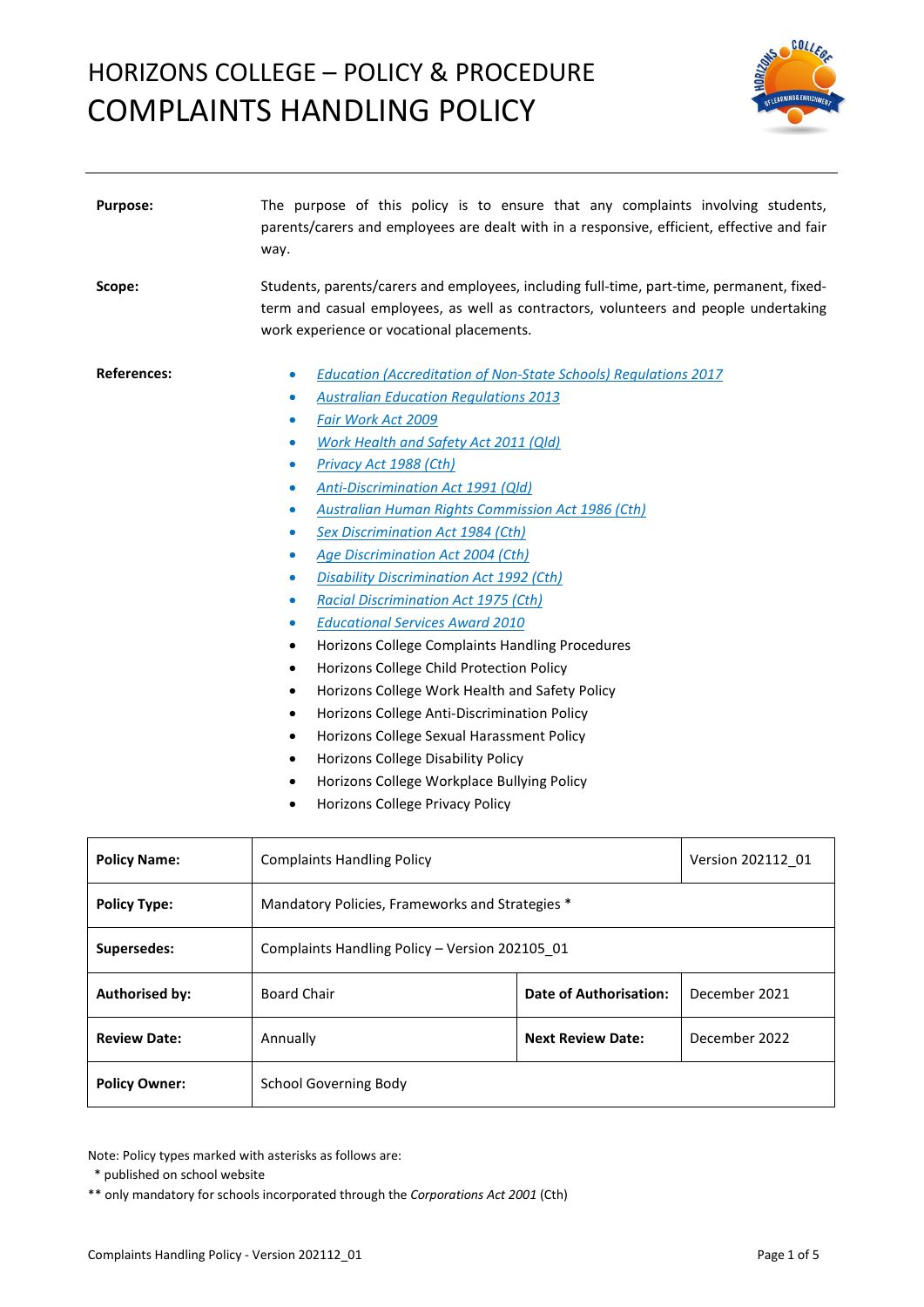# HORIZONS COLLEGE – POLICY & PROCEDURE
# COMPLAINTS HANDLING POLICY

**Purpose:** The purpose of this policy is to ensure that any complaints involving students, parents/carers and employees are dealt with in a responsive, efficient, effective and fair way.

**Scope:** Students, parents/carers and employees, including full-time, part-time, permanent, fixed-term and casual employees, as well as contractors, volunteers and people undertaking work experience or vocational placements.

**References:**

- *Education (Accreditation of Non-State Schools) Regulations 2017*
- *Australian Education Regulations 2013*
- *Fair Work Act 2009*
- *Work Health and Safety Act 2011 (Qld)*
- *Privacy Act 1988 (Cth)*
- *Anti-Discrimination Act 1991 (Qld)*
- *Australian Human Rights Commission Act 1986 (Cth)*
- *Sex Discrimination Act 1984 (Cth)*
- *Age Discrimination Act 2004 (Cth)*
- *Disability Discrimination Act 1992 (Cth)*
- *Racial Discrimination Act 1975 (Cth)*
- *Educational Services Award 2010*
- Horizons College Complaints Handling Procedures
- Horizons College Child Protection Policy
- Horizons College Work Health and Safety Policy
- Horizons College Anti-Discrimination Policy
- Horizons College Sexual Harassment Policy
- Horizons College Disability Policy
- Horizons College Workplace Bullying Policy
- Horizons College Privacy Policy

| **Policy Name:** | Complaints Handling Policy | | Version 202112_01 |
|---|---|---|---|
| **Policy Type:** | Mandatory Policies, Frameworks and Strategies * | | |
| **Supersedes:** | Complaints Handling Policy – Version 202105_01 | | |
| **Authorised by:** | Board Chair | **Date of Authorisation:** | December 2021 |
| **Review Date:** | Annually | **Next Review Date:** | December 2022 |
| **Policy Owner:** | School Governing Body | | |

Note: Policy types marked with asterisks as follows are:
 * published on school website
** only mandatory for schools incorporated through the *Corporations Act 2001* (Cth)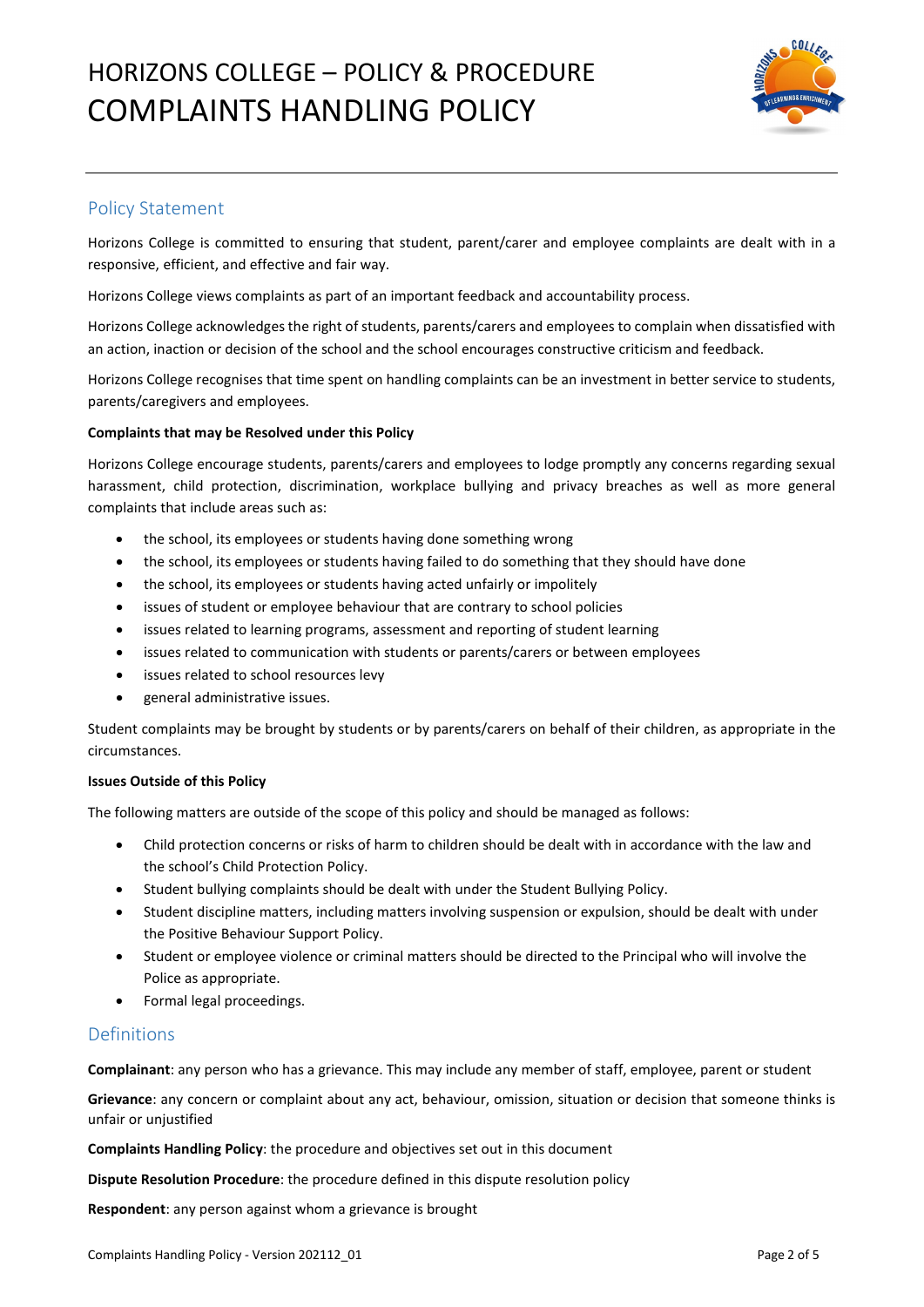# HORIZONS COLLEGE – POLICY & PROCEDURE
# COMPLAINTS HANDLING POLICY

## Policy Statement

Horizons College is committed to ensuring that student, parent/carer and employee complaints are dealt with in a responsive, efficient, and effective and fair way.

Horizons College views complaints as part of an important feedback and accountability process.

Horizons College acknowledges the right of students, parents/carers and employees to complain when dissatisfied with an action, inaction or decision of the school and the school encourages constructive criticism and feedback.

Horizons College recognises that time spent on handling complaints can be an investment in better service to students, parents/caregivers and employees.

**Complaints that may be Resolved under this Policy**

Horizons College encourage students, parents/carers and employees to lodge promptly any concerns regarding sexual harassment, child protection, discrimination, workplace bullying and privacy breaches as well as more general complaints that include areas such as:

- the school, its employees or students having done something wrong
- the school, its employees or students having failed to do something that they should have done
- the school, its employees or students having acted unfairly or impolitely
- issues of student or employee behaviour that are contrary to school policies
- issues related to learning programs, assessment and reporting of student learning
- issues related to communication with students or parents/carers or between employees
- issues related to school resources levy
- general administrative issues.

Student complaints may be brought by students or by parents/carers on behalf of their children, as appropriate in the circumstances.

**Issues Outside of this Policy**

The following matters are outside of the scope of this policy and should be managed as follows:

- Child protection concerns or risks of harm to children should be dealt with in accordance with the law and the school's Child Protection Policy.
- Student bullying complaints should be dealt with under the Student Bullying Policy.
- Student discipline matters, including matters involving suspension or expulsion, should be dealt with under the Positive Behaviour Support Policy.
- Student or employee violence or criminal matters should be directed to the Principal who will involve the Police as appropriate.
- Formal legal proceedings.

## Definitions

**Complainant**: any person who has a grievance. This may include any member of staff, employee, parent or student

**Grievance**: any concern or complaint about any act, behaviour, omission, situation or decision that someone thinks is unfair or unjustified

**Complaints Handling Policy**: the procedure and objectives set out in this document

**Dispute Resolution Procedure**: the procedure defined in this dispute resolution policy

**Respondent**: any person against whom a grievance is brought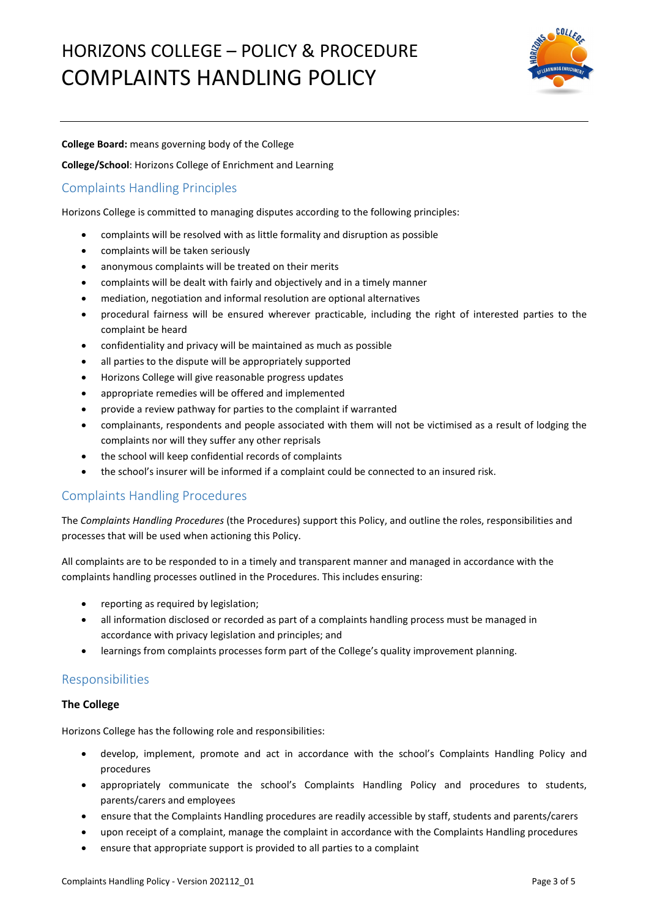**College Board:** means governing body of the College

**College/School**: Horizons College of Enrichment and Learning

## Complaints Handling Principles

Horizons College is committed to managing disputes according to the following principles:

- complaints will be resolved with as little formality and disruption as possible
- complaints will be taken seriously
- anonymous complaints will be treated on their merits
- complaints will be dealt with fairly and objectively and in a timely manner
- mediation, negotiation and informal resolution are optional alternatives
- procedural fairness will be ensured wherever practicable, including the right of interested parties to the complaint be heard
- confidentiality and privacy will be maintained as much as possible
- all parties to the dispute will be appropriately supported
- Horizons College will give reasonable progress updates
- appropriate remedies will be offered and implemented
- provide a review pathway for parties to the complaint if warranted
- complainants, respondents and people associated with them will not be victimised as a result of lodging the complaints nor will they suffer any other reprisals
- the school will keep confidential records of complaints
- the school's insurer will be informed if a complaint could be connected to an insured risk.

## Complaints Handling Procedures

The *Complaints Handling Procedures* (the Procedures) support this Policy, and outline the roles, responsibilities and processes that will be used when actioning this Policy.

All complaints are to be responded to in a timely and transparent manner and managed in accordance with the complaints handling processes outlined in the Procedures. This includes ensuring:

- reporting as required by legislation;
- all information disclosed or recorded as part of a complaints handling process must be managed in accordance with privacy legislation and principles; and
- learnings from complaints processes form part of the College's quality improvement planning.

## Responsibilities

### The College

Horizons College has the following role and responsibilities:

- develop, implement, promote and act in accordance with the school's Complaints Handling Policy and procedures
- appropriately communicate the school's Complaints Handling Policy and procedures to students, parents/carers and employees
- ensure that the Complaints Handling procedures are readily accessible by staff, students and parents/carers
- upon receipt of a complaint, manage the complaint in accordance with the Complaints Handling procedures
- ensure that appropriate support is provided to all parties to a complaint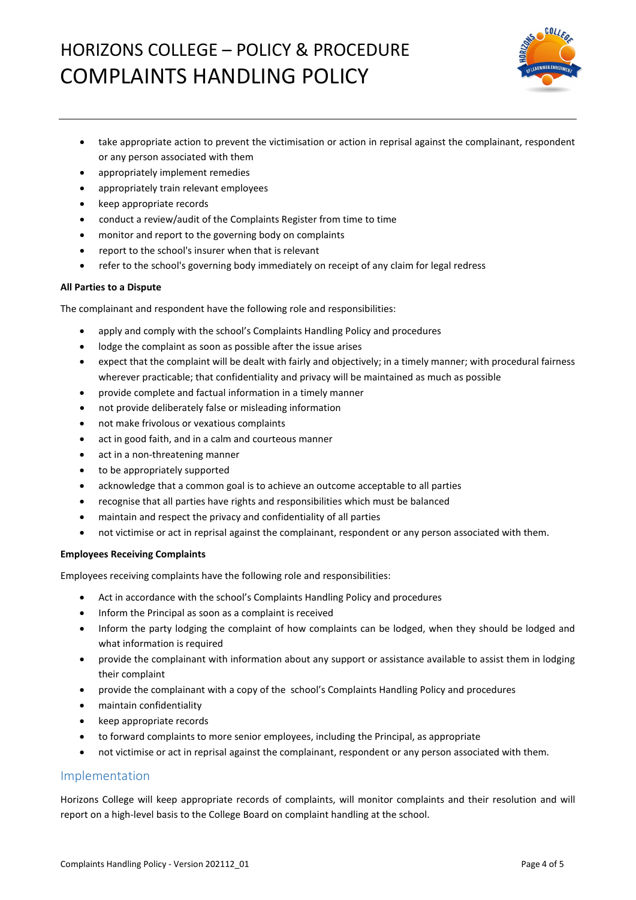- take appropriate action to prevent the victimisation or action in reprisal against the complainant, respondent or any person associated with them
- appropriately implement remedies
- appropriately train relevant employees
- keep appropriate records
- conduct a review/audit of the Complaints Register from time to time
- monitor and report to the governing body on complaints
- report to the school's insurer when that is relevant
- refer to the school's governing body immediately on receipt of any claim for legal redress

**All Parties to a Dispute**

The complainant and respondent have the following role and responsibilities:

- apply and comply with the school's Complaints Handling Policy and procedures
- lodge the complaint as soon as possible after the issue arises
- expect that the complaint will be dealt with fairly and objectively; in a timely manner; with procedural fairness wherever practicable; that confidentiality and privacy will be maintained as much as possible
- provide complete and factual information in a timely manner
- not provide deliberately false or misleading information
- not make frivolous or vexatious complaints
- act in good faith, and in a calm and courteous manner
- act in a non-threatening manner
- to be appropriately supported
- acknowledge that a common goal is to achieve an outcome acceptable to all parties
- recognise that all parties have rights and responsibilities which must be balanced
- maintain and respect the privacy and confidentiality of all parties
- not victimise or act in reprisal against the complainant, respondent or any person associated with them.

**Employees Receiving Complaints**

Employees receiving complaints have the following role and responsibilities:

- Act in accordance with the school's Complaints Handling Policy and procedures
- Inform the Principal as soon as a complaint is received
- Inform the party lodging the complaint of how complaints can be lodged, when they should be lodged and what information is required
- provide the complainant with information about any support or assistance available to assist them in lodging their complaint
- provide the complainant with a copy of the school's Complaints Handling Policy and procedures
- maintain confidentiality
- keep appropriate records
- to forward complaints to more senior employees, including the Principal, as appropriate
- not victimise or act in reprisal against the complainant, respondent or any person associated with them.

## Implementation

Horizons College will keep appropriate records of complaints, will monitor complaints and their resolution and will report on a high-level basis to the College Board on complaint handling at the school.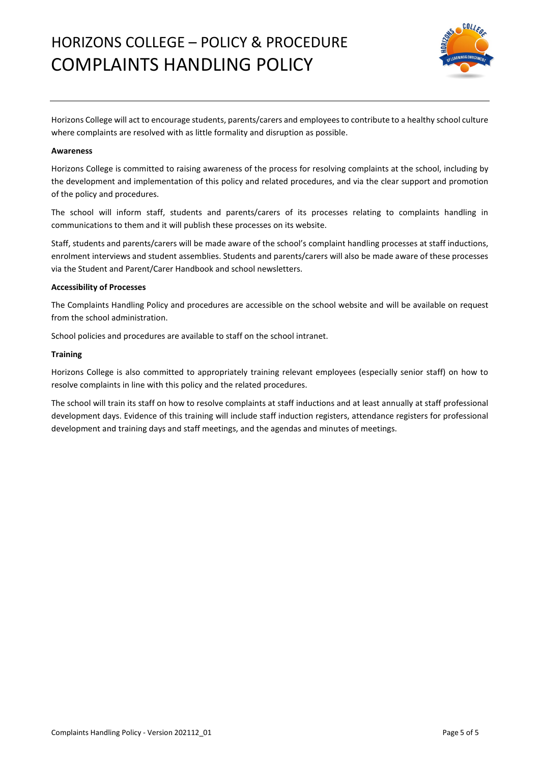Horizons College will act to encourage students, parents/carers and employees to contribute to a healthy school culture where complaints are resolved with as little formality and disruption as possible.

**Awareness**

Horizons College is committed to raising awareness of the process for resolving complaints at the school, including by the development and implementation of this policy and related procedures, and via the clear support and promotion of the policy and procedures.

The school will inform staff, students and parents/carers of its processes relating to complaints handling in communications to them and it will publish these processes on its website.

Staff, students and parents/carers will be made aware of the school's complaint handling processes at staff inductions, enrolment interviews and student assemblies. Students and parents/carers will also be made aware of these processes via the Student and Parent/Carer Handbook and school newsletters.

**Accessibility of Processes**

The Complaints Handling Policy and procedures are accessible on the school website and will be available on request from the school administration.

School policies and procedures are available to staff on the school intranet.

**Training**

Horizons College is also committed to appropriately training relevant employees (especially senior staff) on how to resolve complaints in line with this policy and the related procedures.

The school will train its staff on how to resolve complaints at staff inductions and at least annually at staff professional development days. Evidence of this training will include staff induction registers, attendance registers for professional development and training days and staff meetings, and the agendas and minutes of meetings.